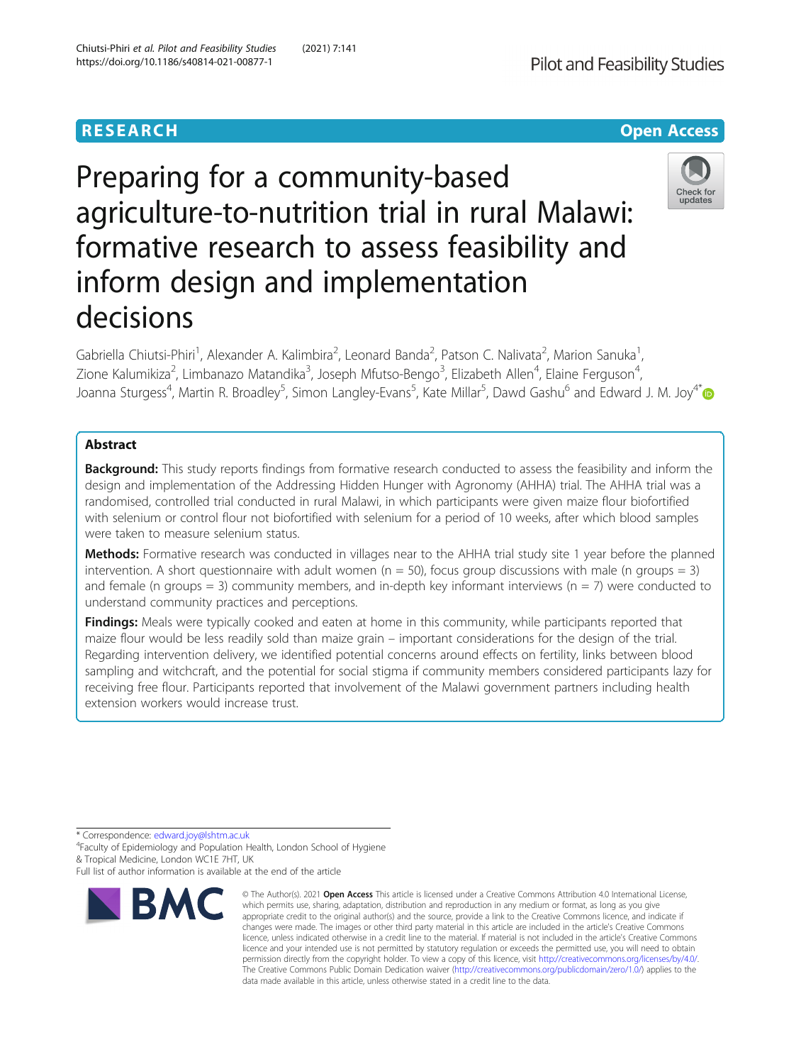RESEARCH

Open Access

# Preparing for a community-based agriculture-to-nutrition trial in rural Malawi: formative research to assess feasibility and inform design and implementation decisions

Gabriella Chiutsi-Phiri[1], Alexander A. Kalimbira[2], Leonard Banda[2], Patson C. Nalivata[2], Marion Sanuka[1], Zione Kalumikiza[2], Limbanazo Matandika[3], Joseph Mfutso-Bengo[3], Elizabeth Allen[4], Elaine Ferguson[4], Joanna Sturgess[4], Martin R. Broadley[5], Simon Langley-Evans[5], Kate Millar[5], Dawd Gashu[6] and Edward J. M. Joy[4*]

## Abstract

**Background:** This study reports findings from formative research conducted to assess the feasibility and inform the design and implementation of the Addressing Hidden Hunger with Agronomy (AHHA) trial. The AHHA trial was a randomised, controlled trial conducted in rural Malawi, in which participants were given maize flour biofortified with selenium or control flour not biofortified with selenium for a period of 10 weeks, after which blood samples were taken to measure selenium status.

**Methods:** Formative research was conducted in villages near to the AHHA trial study site 1 year before the planned intervention. A short questionnaire with adult women (n = 50), focus group discussions with male (n groups = 3) and female (n groups = 3) community members, and in-depth key informant interviews (n = 7) were conducted to understand community practices and perceptions.

**Findings:** Meals were typically cooked and eaten at home in this community, while participants reported that maize flour would be less readily sold than maize grain – important considerations for the design of the trial. Regarding intervention delivery, we identified potential concerns around effects on fertility, links between blood sampling and witchcraft, and the potential for social stigma if community members considered participants lazy for receiving free flour. Participants reported that involvement of the Malawi government partners including health extension workers would increase trust.

* Correspondence: edward.joy@lshtm.ac.uk

[4]Faculty of Epidemiology and Population Health, London School of Hygiene & Tropical Medicine, London WC1E 7HT, UK

Full list of author information is available at the end of the article

© The Author(s). 2021 **Open Access** This article is licensed under a Creative Commons Attribution 4.0 International License, which permits use, sharing, adaptation, distribution and reproduction in any medium or format, as long as you give appropriate credit to the original author(s) and the source, provide a link to the Creative Commons licence, and indicate if changes were made. The images or other third party material in this article are included in the article's Creative Commons licence, unless indicated otherwise in a credit line to the material. If material is not included in the article's Creative Commons licence and your intended use is not permitted by statutory regulation or exceeds the permitted use, you will need to obtain permission directly from the copyright holder. To view a copy of this licence, visit http://creativecommons.org/licenses/by/4.0/. The Creative Commons Public Domain Dedication waiver (http://creativecommons.org/publicdomain/zero/1.0/) applies to the data made available in this article, unless otherwise stated in a credit line to the data.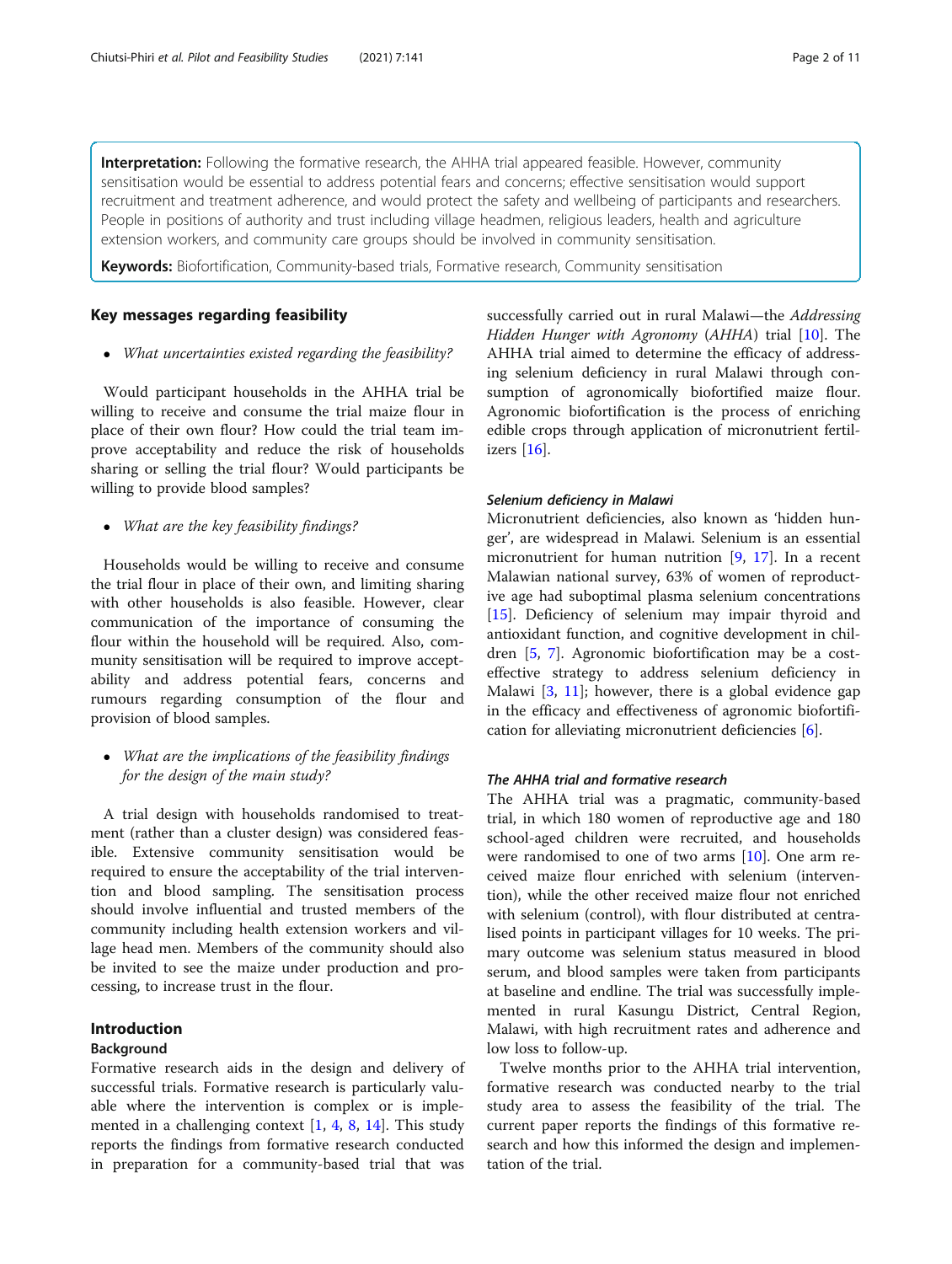**Interpretation:** Following the formative research, the AHHA trial appeared feasible. However, community sensitisation would be essential to address potential fears and concerns; effective sensitisation would support recruitment and treatment adherence, and would protect the safety and wellbeing of participants and researchers. People in positions of authority and trust including village headmen, religious leaders, health and agriculture extension workers, and community care groups should be involved in community sensitisation.

**Keywords:** Biofortification, Community-based trials, Formative research, Community sensitisation

## Key messages regarding feasibility

- *What uncertainties existed regarding the feasibility?*

Would participant households in the AHHA trial be willing to receive and consume the trial maize flour in place of their own flour? How could the trial team improve acceptability and reduce the risk of households sharing or selling the trial flour? Would participants be willing to provide blood samples?

- *What are the key feasibility findings?*

Households would be willing to receive and consume the trial flour in place of their own, and limiting sharing with other households is also feasible. However, clear communication of the importance of consuming the flour within the household will be required. Also, community sensitisation will be required to improve acceptability and address potential fears, concerns and rumours regarding consumption of the flour and provision of blood samples.

- *What are the implications of the feasibility findings for the design of the main study?*

A trial design with households randomised to treatment (rather than a cluster design) was considered feasible. Extensive community sensitisation would be required to ensure the acceptability of the trial intervention and blood sampling. The sensitisation process should involve influential and trusted members of the community including health extension workers and village head men. Members of the community should also be invited to see the maize under production and processing, to increase trust in the flour.

## Introduction

### Background

Formative research aids in the design and delivery of successful trials. Formative research is particularly valuable where the intervention is complex or is implemented in a challenging context [1, 4, 8, 14]. This study reports the findings from formative research conducted in preparation for a community-based trial that was successfully carried out in rural Malawi—the *Addressing Hidden Hunger with Agronomy* (*AHHA*) trial [10]. The AHHA trial aimed to determine the efficacy of addressing selenium deficiency in rural Malawi through consumption of agronomically biofortified maize flour. Agronomic biofortification is the process of enriching edible crops through application of micronutrient fertilizers [16].

#### Selenium deficiency in Malawi

Micronutrient deficiencies, also known as 'hidden hunger', are widespread in Malawi. Selenium is an essential micronutrient for human nutrition [9, 17]. In a recent Malawian national survey, 63% of women of reproductive age had suboptimal plasma selenium concentrations [15]. Deficiency of selenium may impair thyroid and antioxidant function, and cognitive development in children [5, 7]. Agronomic biofortification may be a cost-effective strategy to address selenium deficiency in Malawi [3, 11]; however, there is a global evidence gap in the efficacy and effectiveness of agronomic biofortification for alleviating micronutrient deficiencies [6].

#### The AHHA trial and formative research

The AHHA trial was a pragmatic, community-based trial, in which 180 women of reproductive age and 180 school-aged children were recruited, and households were randomised to one of two arms [10]. One arm received maize flour enriched with selenium (intervention), while the other received maize flour not enriched with selenium (control), with flour distributed at centralised points in participant villages for 10 weeks. The primary outcome was selenium status measured in blood serum, and blood samples were taken from participants at baseline and endline. The trial was successfully implemented in rural Kasungu District, Central Region, Malawi, with high recruitment rates and adherence and low loss to follow-up.

Twelve months prior to the AHHA trial intervention, formative research was conducted nearby to the trial study area to assess the feasibility of the trial. The current paper reports the findings of this formative research and how this informed the design and implementation of the trial.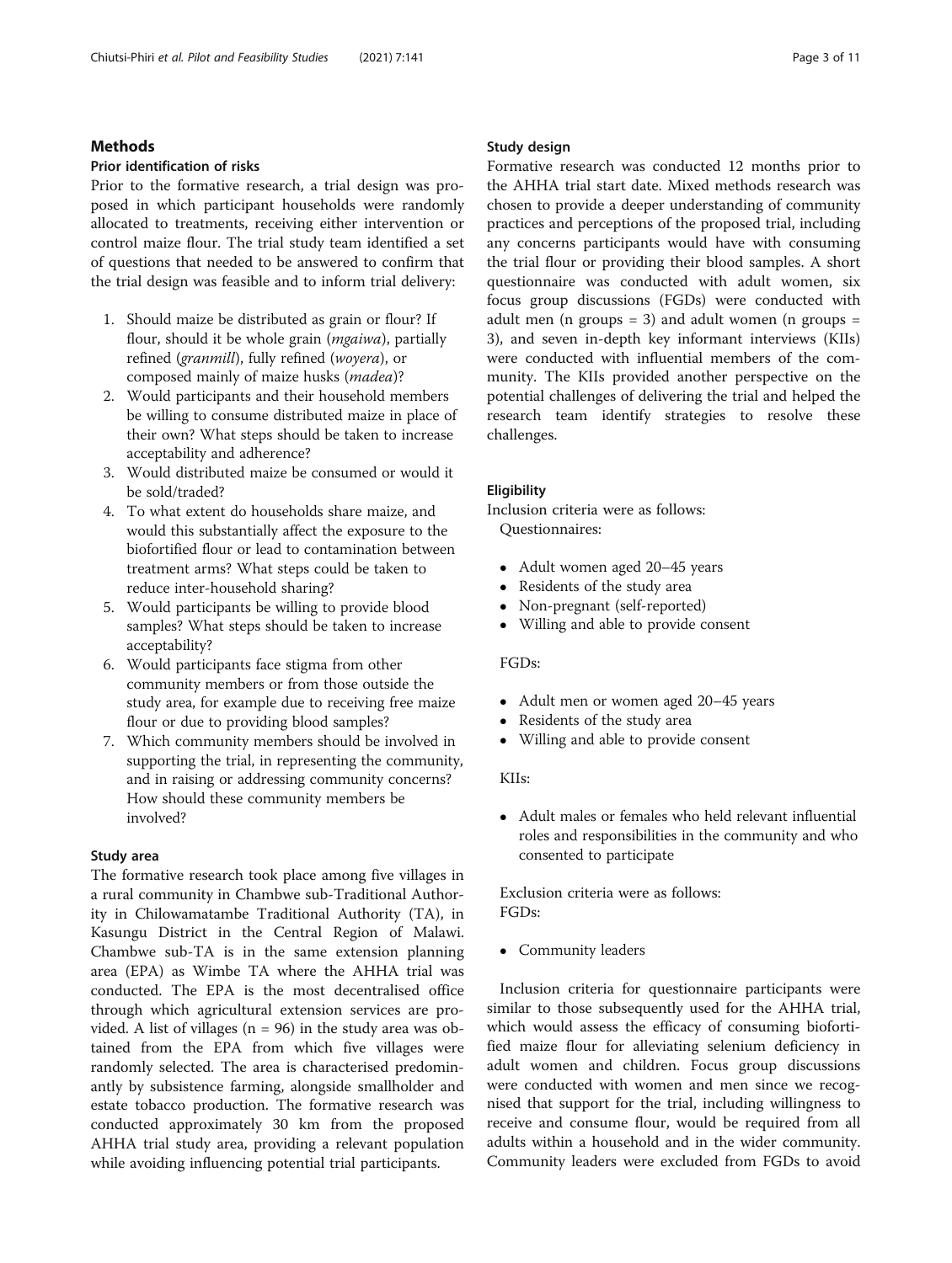## Methods

### Prior identification of risks

Prior to the formative research, a trial design was proposed in which participant households were randomly allocated to treatments, receiving either intervention or control maize flour. The trial study team identified a set of questions that needed to be answered to confirm that the trial design was feasible and to inform trial delivery:

1. Should maize be distributed as grain or flour? If flour, should it be whole grain (*mgaiwa*), partially refined (*granmill*), fully refined (*woyera*), or composed mainly of maize husks (*madea*)?
2. Would participants and their household members be willing to consume distributed maize in place of their own? What steps should be taken to increase acceptability and adherence?
3. Would distributed maize be consumed or would it be sold/traded?
4. To what extent do households share maize, and would this substantially affect the exposure to the biofortified flour or lead to contamination between treatment arms? What steps could be taken to reduce inter-household sharing?
5. Would participants be willing to provide blood samples? What steps should be taken to increase acceptability?
6. Would participants face stigma from other community members or from those outside the study area, for example due to receiving free maize flour or due to providing blood samples?
7. Which community members should be involved in supporting the trial, in representing the community, and in raising or addressing community concerns? How should these community members be involved?

### Study area

The formative research took place among five villages in a rural community in Chambwe sub-Traditional Authority in Chilowamatambe Traditional Authority (TA), in Kasungu District in the Central Region of Malawi. Chambwe sub-TA is in the same extension planning area (EPA) as Wimbe TA where the AHHA trial was conducted. The EPA is the most decentralised office through which agricultural extension services are provided. A list of villages (n = 96) in the study area was obtained from the EPA from which five villages were randomly selected. The area is characterised predominantly by subsistence farming, alongside smallholder and estate tobacco production. The formative research was conducted approximately 30 km from the proposed AHHA trial study area, providing a relevant population while avoiding influencing potential trial participants.

### Study design

Formative research was conducted 12 months prior to the AHHA trial start date. Mixed methods research was chosen to provide a deeper understanding of community practices and perceptions of the proposed trial, including any concerns participants would have with consuming the trial flour or providing their blood samples. A short questionnaire was conducted with adult women, six focus group discussions (FGDs) were conducted with adult men (n groups = 3) and adult women (n groups = 3), and seven in-depth key informant interviews (KIIs) were conducted with influential members of the community. The KIIs provided another perspective on the potential challenges of delivering the trial and helped the research team identify strategies to resolve these challenges.

### Eligibility

Inclusion criteria were as follows:

Questionnaires:

- Adult women aged 20–45 years
- Residents of the study area
- Non-pregnant (self-reported)
- Willing and able to provide consent

FGDs:

- Adult men or women aged 20–45 years
- Residents of the study area
- Willing and able to provide consent

KIIs:

- Adult males or females who held relevant influential roles and responsibilities in the community and who consented to participate

Exclusion criteria were as follows:

FGDs:

- Community leaders

Inclusion criteria for questionnaire participants were similar to those subsequently used for the AHHA trial, which would assess the efficacy of consuming biofortified maize flour for alleviating selenium deficiency in adult women and children. Focus group discussions were conducted with women and men since we recognised that support for the trial, including willingness to receive and consume flour, would be required from all adults within a household and in the wider community. Community leaders were excluded from FGDs to avoid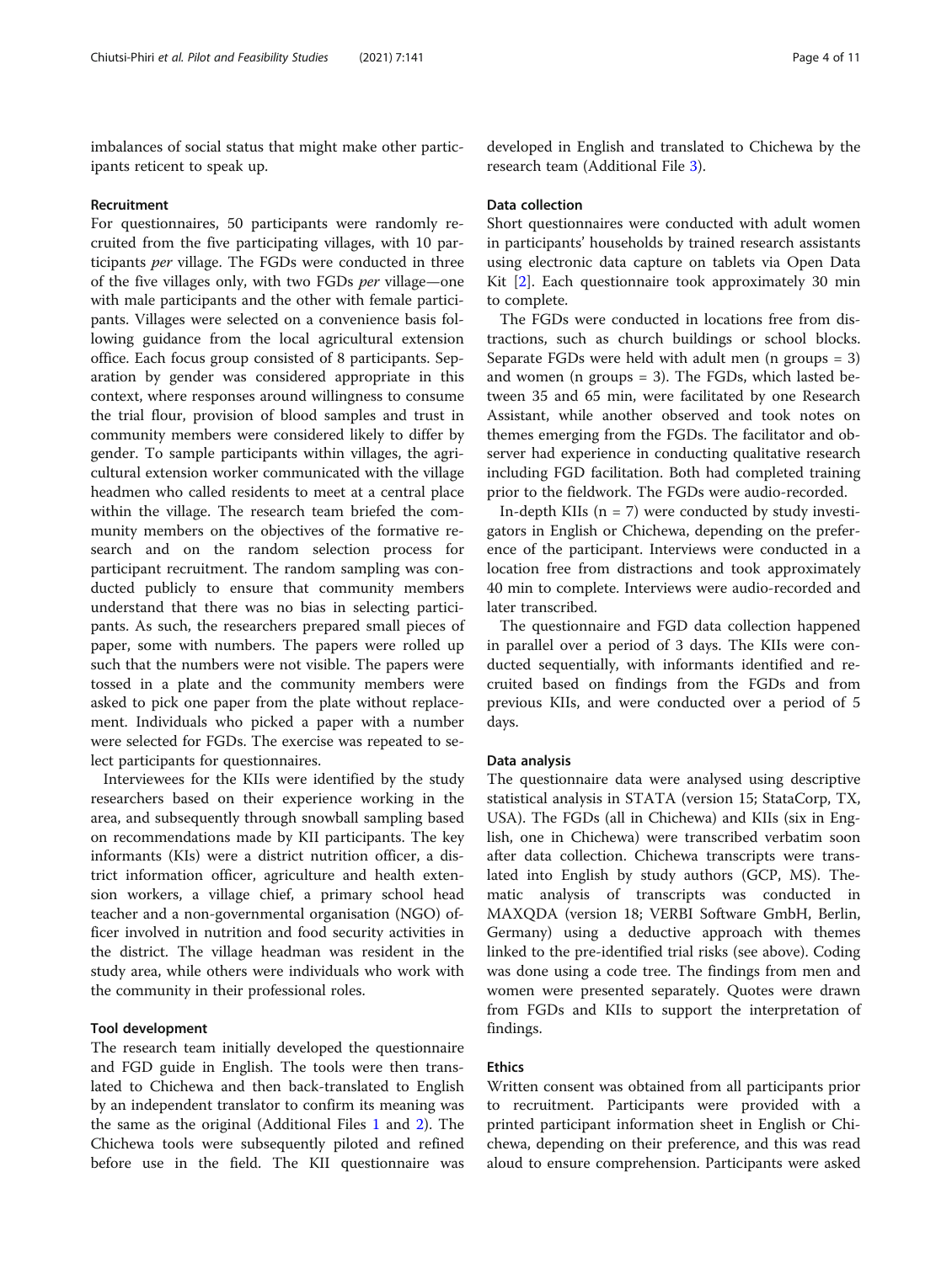imbalances of social status that might make other participants reticent to speak up.

#### Recruitment

For questionnaires, 50 participants were randomly recruited from the five participating villages, with 10 participants *per* village. The FGDs were conducted in three of the five villages only, with two FGDs *per* village—one with male participants and the other with female participants. Villages were selected on a convenience basis following guidance from the local agricultural extension office. Each focus group consisted of 8 participants. Separation by gender was considered appropriate in this context, where responses around willingness to consume the trial flour, provision of blood samples and trust in community members were considered likely to differ by gender. To sample participants within villages, the agricultural extension worker communicated with the village headmen who called residents to meet at a central place within the village. The research team briefed the community members on the objectives of the formative research and on the random selection process for participant recruitment. The random sampling was conducted publicly to ensure that community members understand that there was no bias in selecting participants. As such, the researchers prepared small pieces of paper, some with numbers. The papers were rolled up such that the numbers were not visible. The papers were tossed in a plate and the community members were asked to pick one paper from the plate without replacement. Individuals who picked a paper with a number were selected for FGDs. The exercise was repeated to select participants for questionnaires.

Interviewees for the KIIs were identified by the study researchers based on their experience working in the area, and subsequently through snowball sampling based on recommendations made by KII participants. The key informants (KIs) were a district nutrition officer, a district information officer, agriculture and health extension workers, a village chief, a primary school head teacher and a non-governmental organisation (NGO) officer involved in nutrition and food security activities in the district. The village headman was resident in the study area, while others were individuals who work with the community in their professional roles.

#### Tool development

The research team initially developed the questionnaire and FGD guide in English. The tools were then translated to Chichewa and then back-translated to English by an independent translator to confirm its meaning was the same as the original (Additional Files 1 and 2). The Chichewa tools were subsequently piloted and refined before use in the field. The KII questionnaire was developed in English and translated to Chichewa by the research team (Additional File 3).

#### Data collection

Short questionnaires were conducted with adult women in participants' households by trained research assistants using electronic data capture on tablets via Open Data Kit [2]. Each questionnaire took approximately 30 min to complete.

The FGDs were conducted in locations free from distractions, such as church buildings or school blocks. Separate FGDs were held with adult men (n groups = 3) and women (n groups = 3). The FGDs, which lasted between 35 and 65 min, were facilitated by one Research Assistant, while another observed and took notes on themes emerging from the FGDs. The facilitator and observer had experience in conducting qualitative research including FGD facilitation. Both had completed training prior to the fieldwork. The FGDs were audio-recorded.

In-depth KIIs (n = 7) were conducted by study investigators in English or Chichewa, depending on the preference of the participant. Interviews were conducted in a location free from distractions and took approximately 40 min to complete. Interviews were audio-recorded and later transcribed.

The questionnaire and FGD data collection happened in parallel over a period of 3 days. The KIIs were conducted sequentially, with informants identified and recruited based on findings from the FGDs and from previous KIIs, and were conducted over a period of 5 days.

#### Data analysis

The questionnaire data were analysed using descriptive statistical analysis in STATA (version 15; StataCorp, TX, USA). The FGDs (all in Chichewa) and KIIs (six in English, one in Chichewa) were transcribed verbatim soon after data collection. Chichewa transcripts were translated into English by study authors (GCP, MS). Thematic analysis of transcripts was conducted in MAXQDA (version 18; VERBI Software GmbH, Berlin, Germany) using a deductive approach with themes linked to the pre-identified trial risks (see above). Coding was done using a code tree. The findings from men and women were presented separately. Quotes were drawn from FGDs and KIIs to support the interpretation of findings.

#### Ethics

Written consent was obtained from all participants prior to recruitment. Participants were provided with a printed participant information sheet in English or Chichewa, depending on their preference, and this was read aloud to ensure comprehension. Participants were asked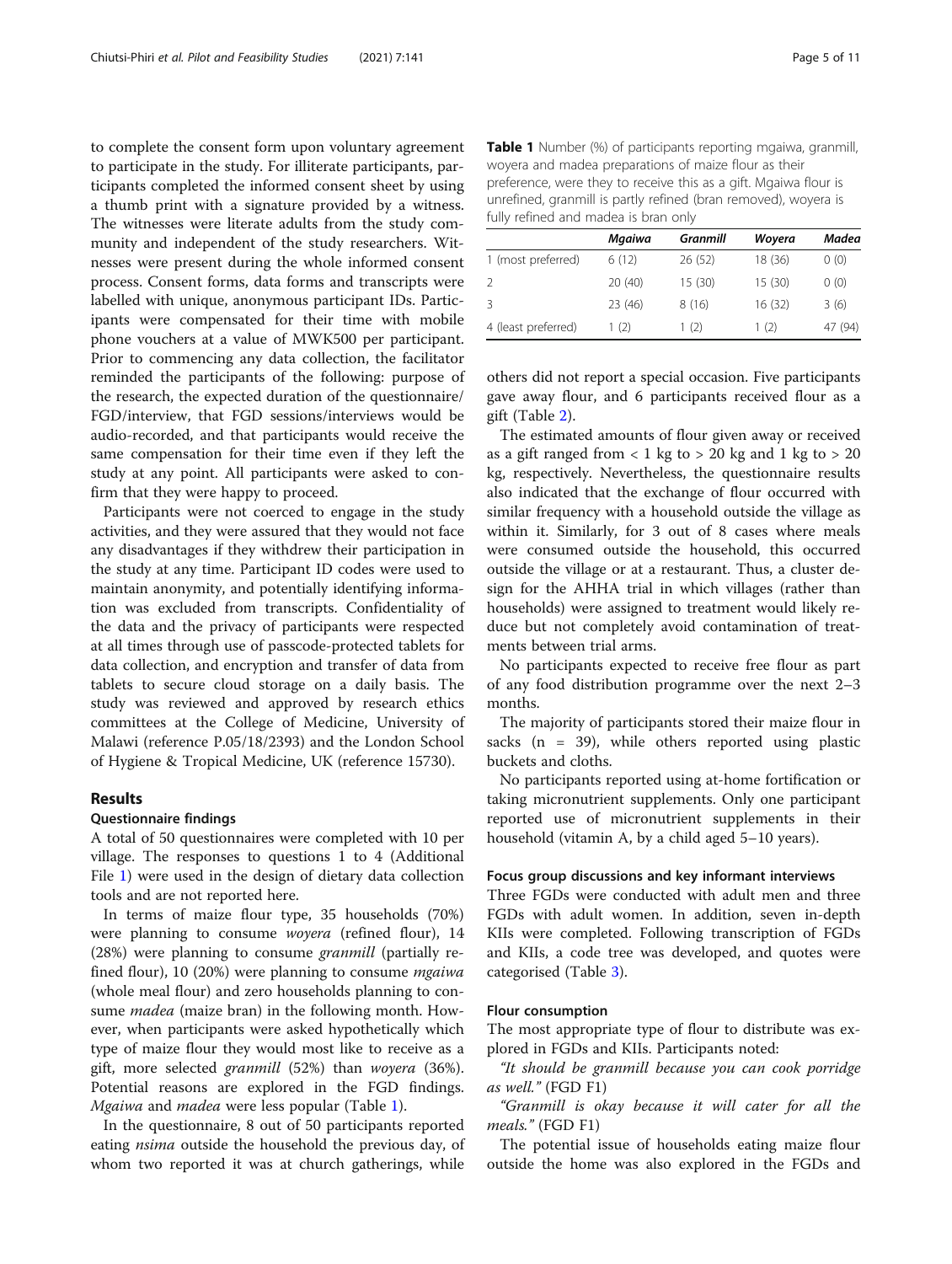to complete the consent form upon voluntary agreement to participate in the study. For illiterate participants, participants completed the informed consent sheet by using a thumb print with a signature provided by a witness. The witnesses were literate adults from the study community and independent of the study researchers. Witnesses were present during the whole informed consent process. Consent forms, data forms and transcripts were labelled with unique, anonymous participant IDs. Participants were compensated for their time with mobile phone vouchers at a value of MWK500 per participant. Prior to commencing any data collection, the facilitator reminded the participants of the following: purpose of the research, the expected duration of the questionnaire/FGD/interview, that FGD sessions/interviews would be audio-recorded, and that participants would receive the same compensation for their time even if they left the study at any point. All participants were asked to confirm that they were happy to proceed.

Participants were not coerced to engage in the study activities, and they were assured that they would not face any disadvantages if they withdrew their participation in the study at any time. Participant ID codes were used to maintain anonymity, and potentially identifying information was excluded from transcripts. Confidentiality of the data and the privacy of participants were respected at all times through use of passcode-protected tablets for data collection, and encryption and transfer of data from tablets to secure cloud storage on a daily basis. The study was reviewed and approved by research ethics committees at the College of Medicine, University of Malawi (reference P.05/18/2393) and the London School of Hygiene & Tropical Medicine, UK (reference 15730).

## Results

### Questionnaire findings

A total of 50 questionnaires were completed with 10 per village. The responses to questions 1 to 4 (Additional File 1) were used in the design of dietary data collection tools and are not reported here.

In terms of maize flour type, 35 households (70%) were planning to consume *woyera* (refined flour), 14 (28%) were planning to consume *granmill* (partially refined flour), 10 (20%) were planning to consume *mgaiwa* (whole meal flour) and zero households planning to consume *madea* (maize bran) in the following month. However, when participants were asked hypothetically which type of maize flour they would most like to receive as a gift, more selected *granmill* (52%) than *woyera* (36%). Potential reasons are explored in the FGD findings. *Mgaiwa* and *madea* were less popular (Table 1).

In the questionnaire, 8 out of 50 participants reported eating *nsima* outside the household the previous day, of whom two reported it was at church gatherings, while others did not report a special occasion. Five participants gave away flour, and 6 participants received flour as a gift (Table 2).

**Table 1** Number (%) of participants reporting mgaiwa, granmill, woyera and madea preparations of maize flour as their preference, were they to receive this as a gift. Mgaiwa flour is unrefined, granmill is partly refined (bran removed), woyera is fully refined and madea is bran only

| | *Mgaiwa* | *Granmill* | *Woyera* | *Madea* |
|---|---|---|---|---|
| 1 (most preferred) | 6 (12) | 26 (52) | 18 (36) | 0 (0) |
| 2 | 20 (40) | 15 (30) | 15 (30) | 0 (0) |
| 3 | 23 (46) | 8 (16) | 16 (32) | 3 (6) |
| 4 (least preferred) | 1 (2) | 1 (2) | 1 (2) | 47 (94) |

The estimated amounts of flour given away or received as a gift ranged from < 1 kg to > 20 kg and 1 kg to > 20 kg, respectively. Nevertheless, the questionnaire results also indicated that the exchange of flour occurred with similar frequency with a household outside the village as within it. Similarly, for 3 out of 8 cases where meals were consumed outside the household, this occurred outside the village or at a restaurant. Thus, a cluster design for the AHHA trial in which villages (rather than households) were assigned to treatment would likely reduce but not completely avoid contamination of treatments between trial arms.

No participants expected to receive free flour as part of any food distribution programme over the next 2–3 months.

The majority of participants stored their maize flour in sacks (n = 39), while others reported using plastic buckets and cloths.

No participants reported using at-home fortification or taking micronutrient supplements. Only one participant reported use of micronutrient supplements in their household (vitamin A, by a child aged 5–10 years).

### Focus group discussions and key informant interviews

Three FGDs were conducted with adult men and three FGDs with adult women. In addition, seven in-depth KIIs were completed. Following transcription of FGDs and KIIs, a code tree was developed, and quotes were categorised (Table 3).

### Flour consumption

The most appropriate type of flour to distribute was explored in FGDs and KIIs. Participants noted:

*"It should be granmill because you can cook porridge as well."* (FGD F1)

*"Granmill is okay because it will cater for all the meals."* (FGD F1)

The potential issue of households eating maize flour outside the home was also explored in the FGDs and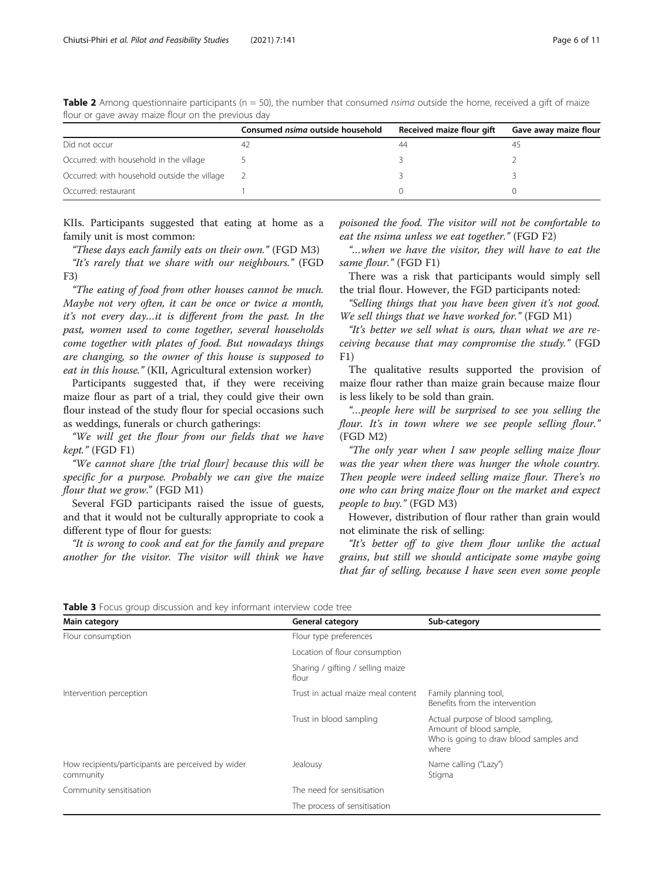**Table 2** Among questionnaire participants (n = 50), the number that consumed *nsima* outside the home, received a gift of maize flour or gave away maize flour on the previous day

| | Consumed *nsima* outside household | Received maize flour gift | Gave away maize flour |
|---|---|---|---|
| Did not occur | 42 | 44 | 45 |
| Occurred: with household in the village | 5 | 3 | 2 |
| Occurred: with household outside the village | 2 | 3 | 3 |
| Occurred: restaurant | 1 | 0 | 0 |

KIIs. Participants suggested that eating at home as a family unit is most common:

*"These days each family eats on their own."* (FGD M3)

*"It's rarely that we share with our neighbours."* (FGD F3)

*"The eating of food from other houses cannot be much. Maybe not very often, it can be once or twice a month, it's not every day…it is different from the past. In the past, women used to come together, several households come together with plates of food. But nowadays things are changing, so the owner of this house is supposed to eat in this house."* (KII, Agricultural extension worker)

Participants suggested that, if they were receiving maize flour as part of a trial, they could give their own flour instead of the study flour for special occasions such as weddings, funerals or church gatherings:

*"We will get the flour from our fields that we have kept."* (FGD F1)

*"We cannot share [the trial flour] because this will be specific for a purpose. Probably we can give the maize flour that we grow."* (FGD M1)

Several FGD participants raised the issue of guests, and that it would not be culturally appropriate to cook a different type of flour for guests:

*"It is wrong to cook and eat for the family and prepare another for the visitor. The visitor will think we have poisoned the food. The visitor will not be comfortable to eat the nsima unless we eat together."* (FGD F2)

*"…when we have the visitor, they will have to eat the same flour."* (FGD F1)

There was a risk that participants would simply sell the trial flour. However, the FGD participants noted:

*"Selling things that you have been given it's not good. We sell things that we have worked for."* (FGD M1)

*"It's better we sell what is ours, than what we are receiving because that may compromise the study."* (FGD F1)

The qualitative results supported the provision of maize flour rather than maize grain because maize flour is less likely to be sold than grain.

*"…people here will be surprised to see you selling the flour. It's in town where we see people selling flour."* (FGD M2)

*"The only year when I saw people selling maize flour was the year when there was hunger the whole country. Then people were indeed selling maize flour. There's no one who can bring maize flour on the market and expect people to buy."* (FGD M3)

However, distribution of flour rather than grain would not eliminate the risk of selling:

*"It's better off to give them flour unlike the actual grains, but still we should anticipate some maybe going that far of selling, because I have seen even some people*

**Table 3** Focus group discussion and key informant interview code tree

| Main category | General category | Sub-category |
|---|---|---|
| Flour consumption | Flour type preferences | |
| | Location of flour consumption | |
| | Sharing / gifting / selling maize flour | |
| Intervention perception | Trust in actual maize meal content | Family planning tool, Benefits from the intervention |
| | Trust in blood sampling | Actual purpose of blood sampling, Amount of blood sample, Who is going to draw blood samples and where |
| How recipients/participants are perceived by wider community | Jealousy | Name calling ("Lazy") Stigma |
| Community sensitisation | The need for sensitisation | |
| | The process of sensitisation | |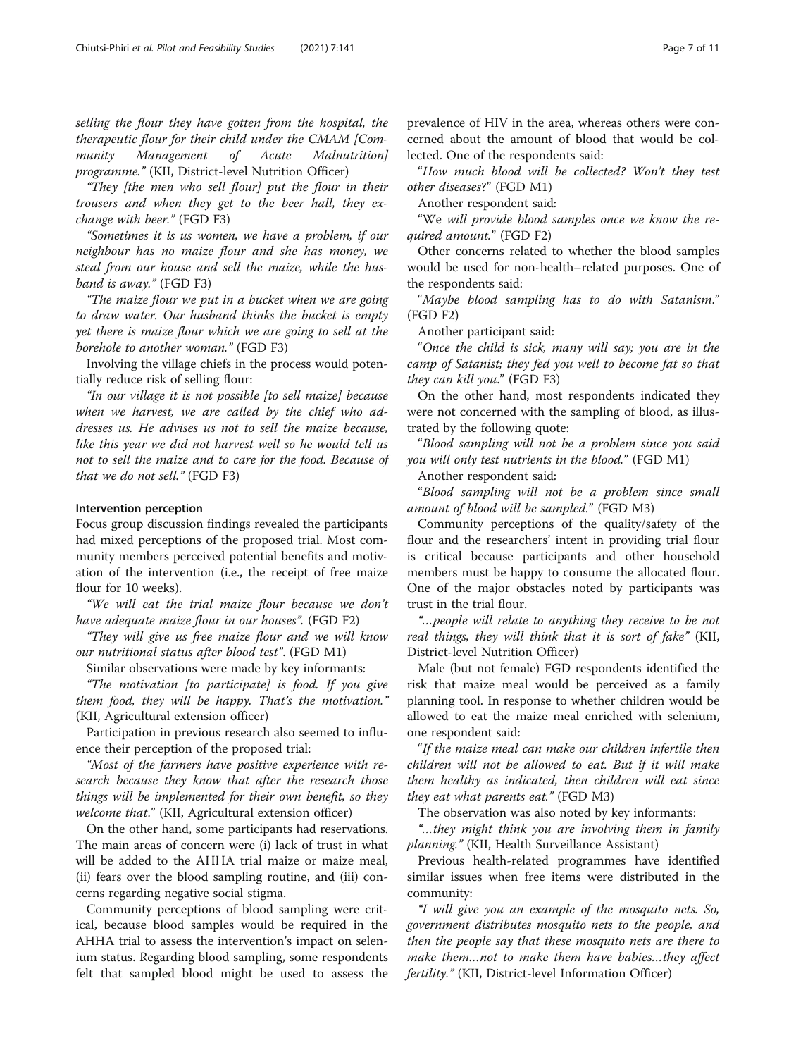*selling the flour they have gotten from the hospital, the therapeutic flour for their child under the CMAM [Community Management of Acute Malnutrition] programme."* (KII, District-level Nutrition Officer)

*"They [the men who sell flour] put the flour in their trousers and when they get to the beer hall, they exchange with beer."* (FGD F3)

*"Sometimes it is us women, we have a problem, if our neighbour has no maize flour and she has money, we steal from our house and sell the maize, while the husband is away."* (FGD F3)

*"The maize flour we put in a bucket when we are going to draw water. Our husband thinks the bucket is empty yet there is maize flour which we are going to sell at the borehole to another woman."* (FGD F3)

Involving the village chiefs in the process would potentially reduce risk of selling flour:

*"In our village it is not possible [to sell maize] because when we harvest, we are called by the chief who addresses us. He advises us not to sell the maize because, like this year we did not harvest well so he would tell us not to sell the maize and to care for the food. Because of that we do not sell."* (FGD F3)

#### Intervention perception

Focus group discussion findings revealed the participants had mixed perceptions of the proposed trial. Most community members perceived potential benefits and motivation of the intervention (i.e., the receipt of free maize flour for 10 weeks).

*"We will eat the trial maize flour because we don't have adequate maize flour in our houses".* (FGD F2)

*"They will give us free maize flour and we will know our nutritional status after blood test".* (FGD M1)

Similar observations were made by key informants:

*"The motivation [to participate] is food. If you give them food, they will be happy. That's the motivation."* (KII, Agricultural extension officer)

Participation in previous research also seemed to influence their perception of the proposed trial:

*"Most of the farmers have positive experience with research because they know that after the research those things will be implemented for their own benefit, so they welcome that."* (KII, Agricultural extension officer)

On the other hand, some participants had reservations. The main areas of concern were (i) lack of trust in what will be added to the AHHA trial maize or maize meal, (ii) fears over the blood sampling routine, and (iii) concerns regarding negative social stigma.

Community perceptions of blood sampling were critical, because blood samples would be required in the AHHA trial to assess the intervention's impact on selenium status. Regarding blood sampling, some respondents felt that sampled blood might be used to assess the prevalence of HIV in the area, whereas others were concerned about the amount of blood that would be collected. One of the respondents said:

"*How much blood will be collected? Won't they test other diseases*?" (FGD M1)

Another respondent said:

"*We will provide blood samples once we know the required amount.*" (FGD F2)

Other concerns related to whether the blood samples would be used for non-health–related purposes. One of the respondents said:

"*Maybe blood sampling has to do with Satanism.*" (FGD F2)

Another participant said:

"*Once the child is sick, many will say; you are in the camp of Satanist; they fed you well to become fat so that they can kill you.*" (FGD F3)

On the other hand, most respondents indicated they were not concerned with the sampling of blood, as illustrated by the following quote:

"*Blood sampling will not be a problem since you said you will only test nutrients in the blood.*" (FGD M1)

Another respondent said:

"*Blood sampling will not be a problem since small amount of blood will be sampled.*" (FGD M3)

Community perceptions of the quality/safety of the flour and the researchers' intent in providing trial flour is critical because participants and other household members must be happy to consume the allocated flour. One of the major obstacles noted by participants was trust in the trial flour.

*"…people will relate to anything they receive to be not real things, they will think that it is sort of fake"* (KII, District-level Nutrition Officer)

Male (but not female) FGD respondents identified the risk that maize meal would be perceived as a family planning tool. In response to whether children would be allowed to eat the maize meal enriched with selenium, one respondent said:

"*If the maize meal can make our children infertile then children will not be allowed to eat. But if it will make them healthy as indicated, then children will eat since they eat what parents eat.*" (FGD M3)

The observation was also noted by key informants:

*"…they might think you are involving them in family planning."* (KII, Health Surveillance Assistant)

Previous health-related programmes have identified similar issues when free items were distributed in the community:

*"I will give you an example of the mosquito nets. So, government distributes mosquito nets to the people, and then the people say that these mosquito nets are there to make them…not to make them have babies…they affect fertility."* (KII, District-level Information Officer)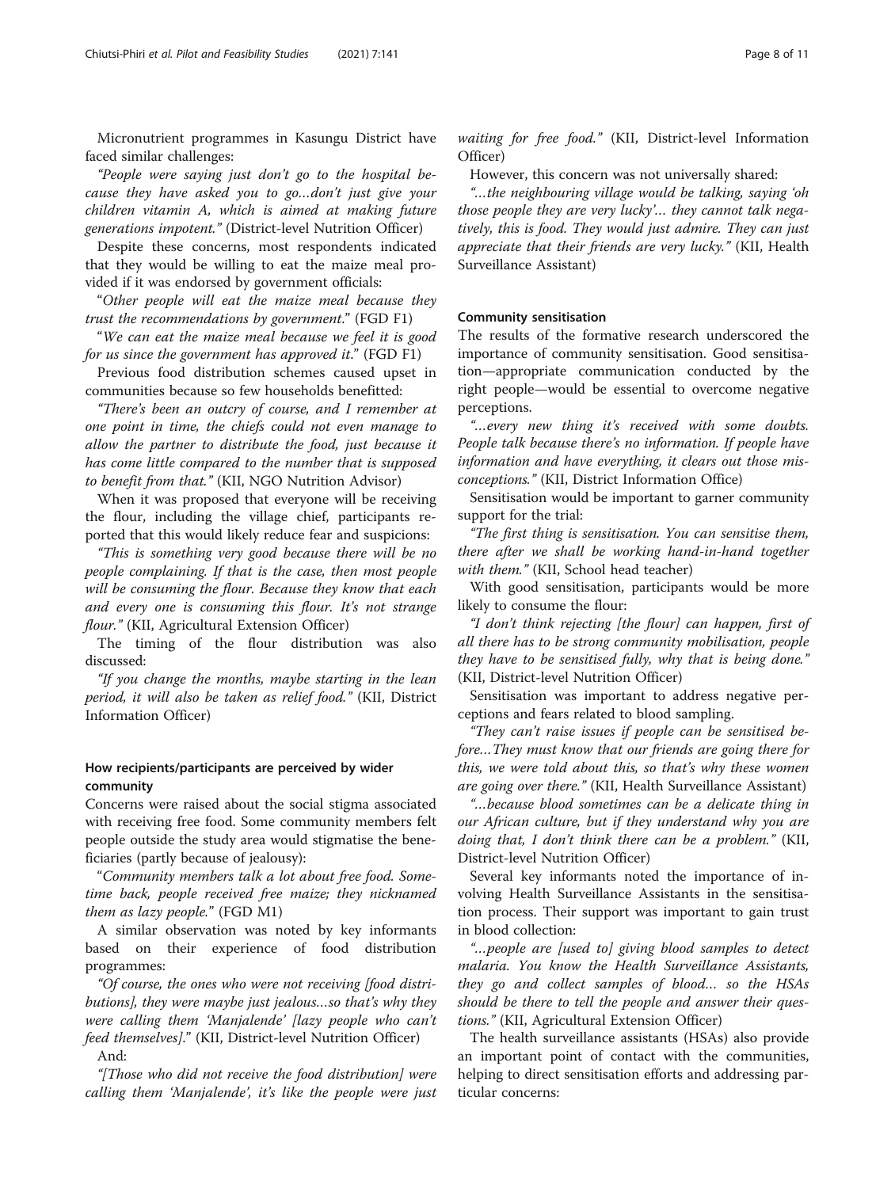Micronutrient programmes in Kasungu District have faced similar challenges:

*"People were saying just don't go to the hospital because they have asked you to go…don't just give your children vitamin A, which is aimed at making future generations impotent."* (District-level Nutrition Officer)

Despite these concerns, most respondents indicated that they would be willing to eat the maize meal provided if it was endorsed by government officials:

"*Other people will eat the maize meal because they trust the recommendations by government*." (FGD F1)

"*We can eat the maize meal because we feel it is good for us since the government has approved it*." (FGD F1)

Previous food distribution schemes caused upset in communities because so few households benefitted:

*"There's been an outcry of course, and I remember at one point in time, the chiefs could not even manage to allow the partner to distribute the food, just because it has come little compared to the number that is supposed to benefit from that."* (KII, NGO Nutrition Advisor)

When it was proposed that everyone will be receiving the flour, including the village chief, participants reported that this would likely reduce fear and suspicions:

*"This is something very good because there will be no people complaining. If that is the case, then most people will be consuming the flour. Because they know that each and every one is consuming this flour. It's not strange flour."* (KII, Agricultural Extension Officer)

The timing of the flour distribution was also discussed:

*"If you change the months, maybe starting in the lean period, it will also be taken as relief food."* (KII, District Information Officer)

### How recipients/participants are perceived by wider community

Concerns were raised about the social stigma associated with receiving free food. Some community members felt people outside the study area would stigmatise the beneficiaries (partly because of jealousy):

"*Community members talk a lot about free food. Sometime back, people received free maize; they nicknamed them as lazy people.*" (FGD M1)

A similar observation was noted by key informants based on their experience of food distribution programmes:

*"Of course, the ones who were not receiving [food distributions], they were maybe just jealous…so that's why they were calling them 'Manjalende' [lazy people who can't feed themselves]*." (KII, District-level Nutrition Officer)

And:

*"[Those who did not receive the food distribution] were calling them 'Manjalende', it's like the people were just waiting for free food."* (KII, District-level Information Officer)

However, this concern was not universally shared:

*"…the neighbouring village would be talking, saying 'oh those people they are very lucky'… they cannot talk negatively, this is food. They would just admire. They can just appreciate that their friends are very lucky."* (KII, Health Surveillance Assistant)

### Community sensitisation

The results of the formative research underscored the importance of community sensitisation. Good sensitisation—appropriate communication conducted by the right people—would be essential to overcome negative perceptions.

*"…every new thing it's received with some doubts. People talk because there's no information. If people have information and have everything, it clears out those misconceptions."* (KII, District Information Office)

Sensitisation would be important to garner community support for the trial:

*"The first thing is sensitisation. You can sensitise them, there after we shall be working hand-in-hand together with them."* (KII, School head teacher)

With good sensitisation, participants would be more likely to consume the flour:

*"I don't think rejecting [the flour] can happen, first of all there has to be strong community mobilisation, people they have to be sensitised fully, why that is being done."* (KII, District-level Nutrition Officer)

Sensitisation was important to address negative perceptions and fears related to blood sampling.

*"They can't raise issues if people can be sensitised before…They must know that our friends are going there for this, we were told about this, so that's why these women are going over there."* (KII, Health Surveillance Assistant)

*"…because blood sometimes can be a delicate thing in our African culture, but if they understand why you are doing that, I don't think there can be a problem."* (KII, District-level Nutrition Officer)

Several key informants noted the importance of involving Health Surveillance Assistants in the sensitisation process. Their support was important to gain trust in blood collection:

*"…people are [used to] giving blood samples to detect malaria. You know the Health Surveillance Assistants, they go and collect samples of blood… so the HSAs should be there to tell the people and answer their questions."* (KII, Agricultural Extension Officer)

The health surveillance assistants (HSAs) also provide an important point of contact with the communities, helping to direct sensitisation efforts and addressing particular concerns: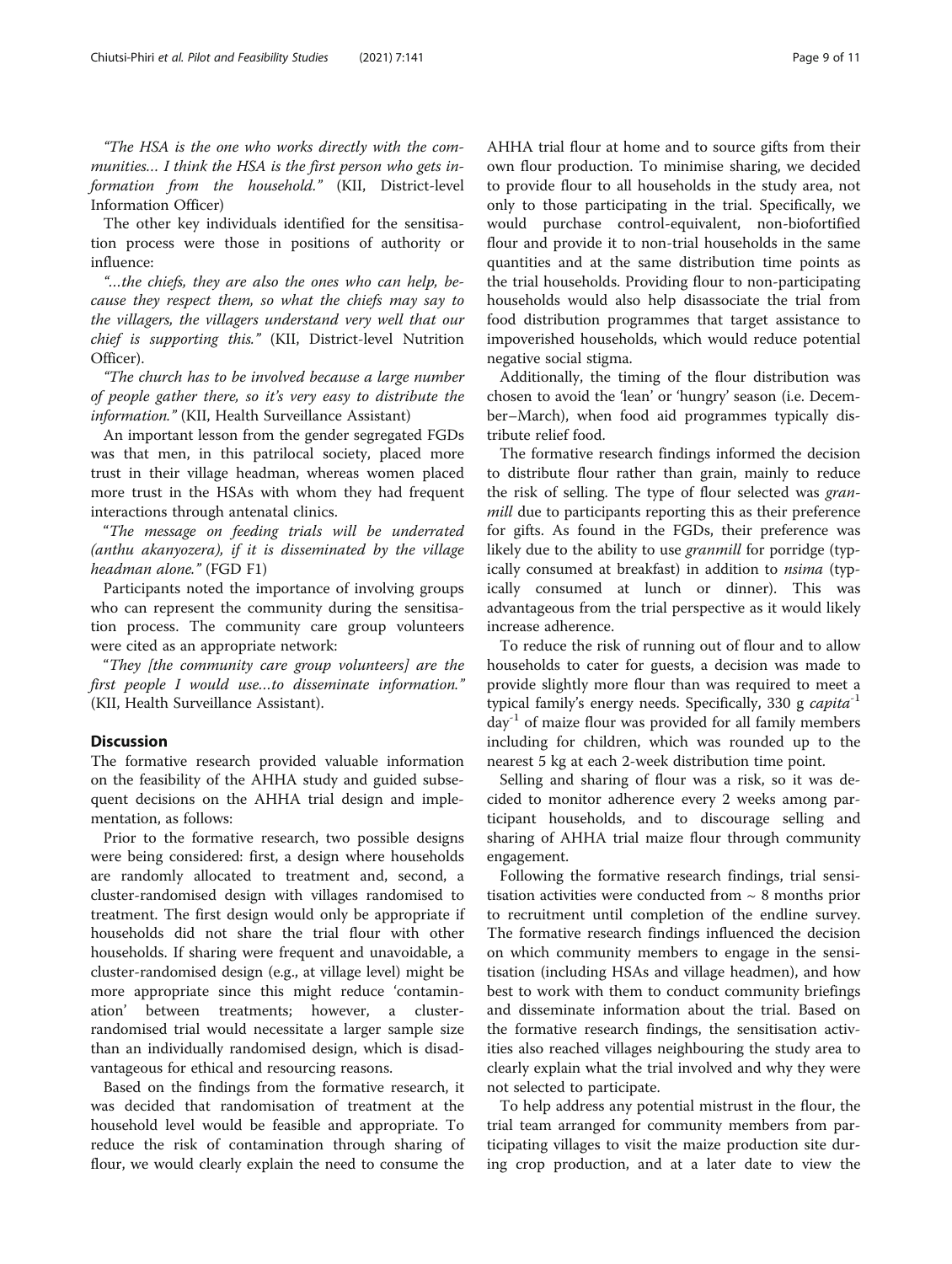*"The HSA is the one who works directly with the communities… I think the HSA is the first person who gets information from the household."* (KII, District-level Information Officer)

The other key individuals identified for the sensitisation process were those in positions of authority or influence:

*"…the chiefs, they are also the ones who can help, because they respect them, so what the chiefs may say to the villagers, the villagers understand very well that our chief is supporting this."* (KII, District-level Nutrition Officer).

*"The church has to be involved because a large number of people gather there, so it's very easy to distribute the information."* (KII, Health Surveillance Assistant)

An important lesson from the gender segregated FGDs was that men, in this patrilocal society, placed more trust in their village headman, whereas women placed more trust in the HSAs with whom they had frequent interactions through antenatal clinics.

*"The message on feeding trials will be underrated (anthu akanyozera), if it is disseminated by the village headman alone."* (FGD F1)

Participants noted the importance of involving groups who can represent the community during the sensitisation process. The community care group volunteers were cited as an appropriate network:

*"They [the community care group volunteers] are the first people I would use…to disseminate information."* (KII, Health Surveillance Assistant).

## Discussion

The formative research provided valuable information on the feasibility of the AHHA study and guided subsequent decisions on the AHHA trial design and implementation, as follows:

Prior to the formative research, two possible designs were being considered: first, a design where households are randomly allocated to treatment and, second, a cluster-randomised design with villages randomised to treatment. The first design would only be appropriate if households did not share the trial flour with other households. If sharing were frequent and unavoidable, a cluster-randomised design (e.g., at village level) might be more appropriate since this might reduce 'contamination' between treatments; however, a cluster-randomised trial would necessitate a larger sample size than an individually randomised design, which is disadvantageous for ethical and resourcing reasons.

Based on the findings from the formative research, it was decided that randomisation of treatment at the household level would be feasible and appropriate. To reduce the risk of contamination through sharing of flour, we would clearly explain the need to consume the AHHA trial flour at home and to source gifts from their own flour production. To minimise sharing, we decided to provide flour to all households in the study area, not only to those participating in the trial. Specifically, we would purchase control-equivalent, non-biofortified flour and provide it to non-trial households in the same quantities and at the same distribution time points as the trial households. Providing flour to non-participating households would also help disassociate the trial from food distribution programmes that target assistance to impoverished households, which would reduce potential negative social stigma.

Additionally, the timing of the flour distribution was chosen to avoid the 'lean' or 'hungry' season (i.e. December–March), when food aid programmes typically distribute relief food.

The formative research findings informed the decision to distribute flour rather than grain, mainly to reduce the risk of selling. The type of flour selected was *granmill* due to participants reporting this as their preference for gifts. As found in the FGDs, their preference was likely due to the ability to use *granmill* for porridge (typically consumed at breakfast) in addition to *nsima* (typically consumed at lunch or dinner). This was advantageous from the trial perspective as it would likely increase adherence.

To reduce the risk of running out of flour and to allow households to cater for guests, a decision was made to provide slightly more flour than was required to meet a typical family's energy needs. Specifically, 330 g $capita^{-1}$ $day^{-1}$ of maize flour was provided for all family members including for children, which was rounded up to the nearest 5 kg at each 2-week distribution time point.

Selling and sharing of flour was a risk, so it was decided to monitor adherence every 2 weeks among participant households, and to discourage selling and sharing of AHHA trial maize flour through community engagement.

Following the formative research findings, trial sensitisation activities were conducted from ~ 8 months prior to recruitment until completion of the endline survey. The formative research findings influenced the decision on which community members to engage in the sensitisation (including HSAs and village headmen), and how best to work with them to conduct community briefings and disseminate information about the trial. Based on the formative research findings, the sensitisation activities also reached villages neighbouring the study area to clearly explain what the trial involved and why they were not selected to participate.

To help address any potential mistrust in the flour, the trial team arranged for community members from participating villages to visit the maize production site during crop production, and at a later date to view the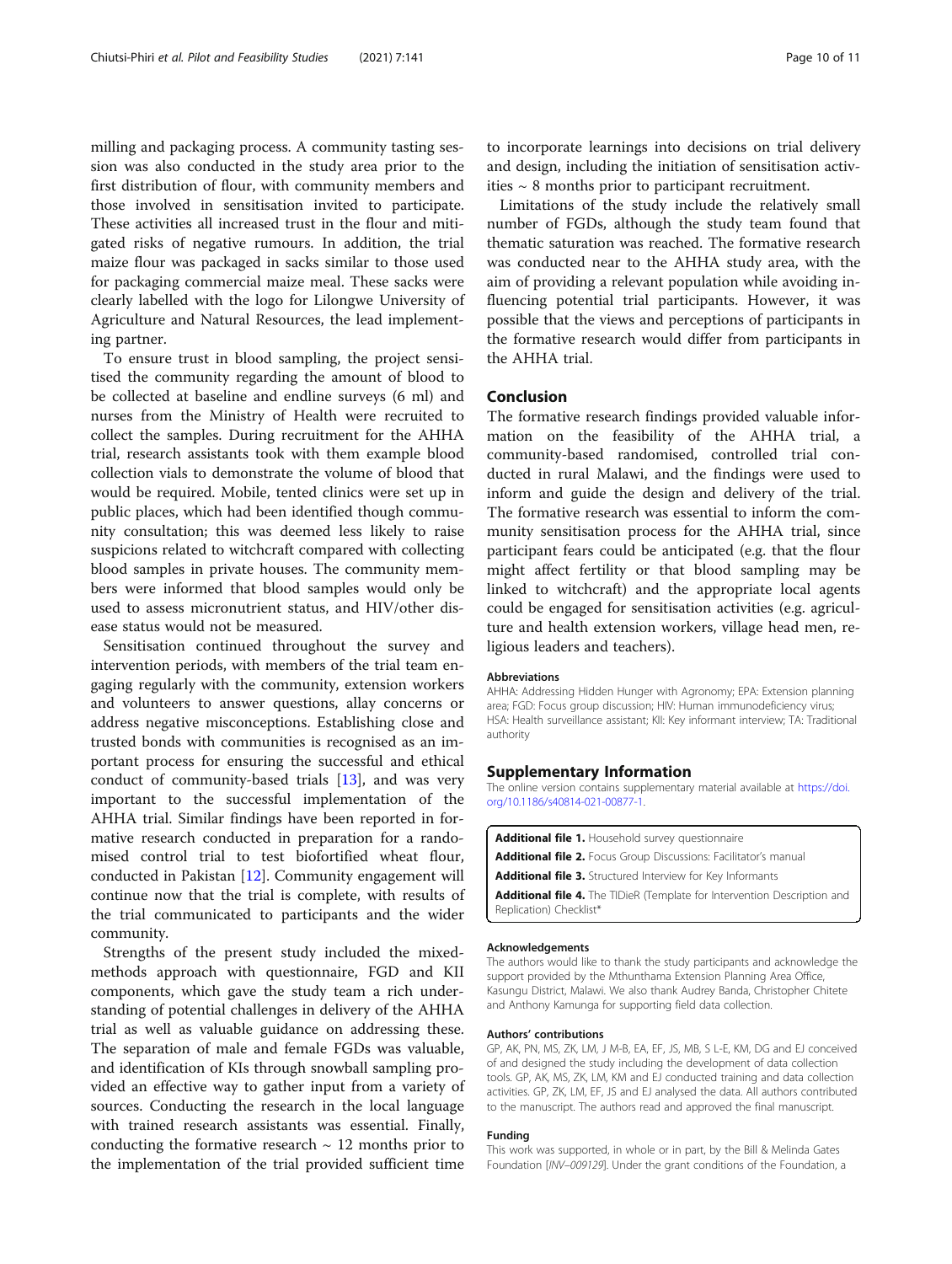milling and packaging process. A community tasting session was also conducted in the study area prior to the first distribution of flour, with community members and those involved in sensitisation invited to participate. These activities all increased trust in the flour and mitigated risks of negative rumours. In addition, the trial maize flour was packaged in sacks similar to those used for packaging commercial maize meal. These sacks were clearly labelled with the logo for Lilongwe University of Agriculture and Natural Resources, the lead implementing partner.

To ensure trust in blood sampling, the project sensitised the community regarding the amount of blood to be collected at baseline and endline surveys (6 ml) and nurses from the Ministry of Health were recruited to collect the samples. During recruitment for the AHHA trial, research assistants took with them example blood collection vials to demonstrate the volume of blood that would be required. Mobile, tented clinics were set up in public places, which had been identified though community consultation; this was deemed less likely to raise suspicions related to witchcraft compared with collecting blood samples in private houses. The community members were informed that blood samples would only be used to assess micronutrient status, and HIV/other disease status would not be measured.

Sensitisation continued throughout the survey and intervention periods, with members of the trial team engaging regularly with the community, extension workers and volunteers to answer questions, allay concerns or address negative misconceptions. Establishing close and trusted bonds with communities is recognised as an important process for ensuring the successful and ethical conduct of community-based trials [13], and was very important to the successful implementation of the AHHA trial. Similar findings have been reported in formative research conducted in preparation for a randomised control trial to test biofortified wheat flour, conducted in Pakistan [12]. Community engagement will continue now that the trial is complete, with results of the trial communicated to participants and the wider community.

Strengths of the present study included the mixed-methods approach with questionnaire, FGD and KII components, which gave the study team a rich understanding of potential challenges in delivery of the AHHA trial as well as valuable guidance on addressing these. The separation of male and female FGDs was valuable, and identification of KIs through snowball sampling provided an effective way to gather input from a variety of sources. Conducting the research in the local language with trained research assistants was essential. Finally, conducting the formative research ~ 12 months prior to the implementation of the trial provided sufficient time to incorporate learnings into decisions on trial delivery and design, including the initiation of sensitisation activities ~ 8 months prior to participant recruitment.

Limitations of the study include the relatively small number of FGDs, although the study team found that thematic saturation was reached. The formative research was conducted near to the AHHA study area, with the aim of providing a relevant population while avoiding influencing potential trial participants. However, it was possible that the views and perceptions of participants in the formative research would differ from participants in the AHHA trial.

## Conclusion

The formative research findings provided valuable information on the feasibility of the AHHA trial, a community-based randomised, controlled trial conducted in rural Malawi, and the findings were used to inform and guide the design and delivery of the trial. The formative research was essential to inform the community sensitisation process for the AHHA trial, since participant fears could be anticipated (e.g. that the flour might affect fertility or that blood sampling may be linked to witchcraft) and the appropriate local agents could be engaged for sensitisation activities (e.g. agriculture and health extension workers, village head men, religious leaders and teachers).

### Abbreviations

AHHA: Addressing Hidden Hunger with Agronomy; EPA: Extension planning area; FGD: Focus group discussion; HIV: Human immunodeficiency virus; HSA: Health surveillance assistant; KII: Key informant interview; TA: Traditional authority

## Supplementary Information

The online version contains supplementary material available at https://doi.org/10.1186/s40814-021-00877-1.

**Additional file 1.** Household survey questionnaire
**Additional file 2.** Focus Group Discussions: Facilitator's manual
**Additional file 3.** Structured Interview for Key Informants
**Additional file 4.** The TIDieR (Template for Intervention Description and Replication) Checklist*

### Acknowledgements

The authors would like to thank the study participants and acknowledge the support provided by the Mthunthama Extension Planning Area Office, Kasungu District, Malawi. We also thank Audrey Banda, Christopher Chitete and Anthony Kamunga for supporting field data collection.

### Authors' contributions

GP, AK, PN, MS, ZK, LM, J M-B, EA, EF, JS, MB, S L-E, KM, DG and EJ conceived of and designed the study including the development of data collection tools. GP, AK, MS, ZK, LM, KM and EJ conducted training and data collection activities. GP, ZK, LM, EF, JS and EJ analysed the data. All authors contributed to the manuscript. The authors read and approved the final manuscript.

### Funding

This work was supported, in whole or in part, by the Bill & Melinda Gates Foundation [*INV–009129*]. Under the grant conditions of the Foundation, a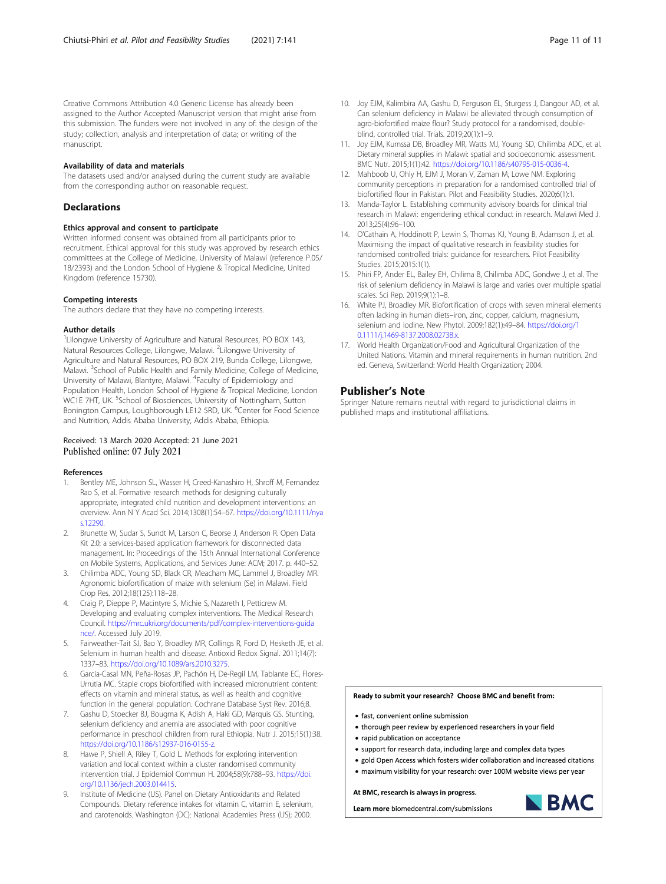Creative Commons Attribution 4.0 Generic License has already been assigned to the Author Accepted Manuscript version that might arise from this submission. The funders were not involved in any of: the design of the study; collection, analysis and interpretation of data; or writing of the manuscript.

### Availability of data and materials

The datasets used and/or analysed during the current study are available from the corresponding author on reasonable request.

## Declarations

### Ethics approval and consent to participate

Written informed consent was obtained from all participants prior to recruitment. Ethical approval for this study was approved by research ethics committees at the College of Medicine, University of Malawi (reference P.05/18/2393) and the London School of Hygiene & Tropical Medicine, United Kingdom (reference 15730).

### Competing interests

The authors declare that they have no competing interests.

### Author details

[1]Lilongwe University of Agriculture and Natural Resources, PO BOX 143, Natural Resources College, Lilongwe, Malawi. [2]Lilongwe University of Agriculture and Natural Resources, PO BOX 219, Bunda College, Lilongwe, Malawi. [3]School of Public Health and Family Medicine, College of Medicine, University of Malawi, Blantyre, Malawi. [4]Faculty of Epidemiology and Population Health, London School of Hygiene & Tropical Medicine, London WC1E 7HT, UK. [5]School of Biosciences, University of Nottingham, Sutton Bonington Campus, Loughborough LE12 5RD, UK. [6]Center for Food Science and Nutrition, Addis Ababa University, Addis Ababa, Ethiopia.

Received: 13 March 2020 Accepted: 21 June 2021
Published online: 07 July 2021

### References

1. Bentley ME, Johnson SL, Wasser H, Creed-Kanashiro H, Shroff M, Fernandez Rao S, et al. Formative research methods for designing culturally appropriate, integrated child nutrition and development interventions: an overview. Ann N Y Acad Sci. 2014;1308(1):54–67. https://doi.org/10.1111/nyas.12290.
2. Brunette W, Sudar S, Sundt M, Larson C, Beorse J, Anderson R. Open Data Kit 2.0: a services-based application framework for disconnected data management. In: Proceedings of the 15th Annual International Conference on Mobile Systems, Applications, and Services June: ACM; 2017. p. 440–52.
3. Chilimba ADC, Young SD, Black CR, Meacham MC, Lammel J, Broadley MR. Agronomic biofortification of maize with selenium (Se) in Malawi. Field Crop Res. 2012;18(125):118–28.
4. Craig P, Dieppe P, Macintyre S, Michie S, Nazareth I, Petticrew M. Developing and evaluating complex interventions. The Medical Research Council. https://mrc.ukri.org/documents/pdf/complex-interventions-guidance/. Accessed July 2019.
5. Fairweather-Tait SJ, Bao Y, Broadley MR, Collings R, Ford D, Hesketh JE, et al. Selenium in human health and disease. Antioxid Redox Signal. 2011;14(7):1337–83. https://doi.org/10.1089/ars.2010.3275.
6. Garcia-Casal MN, Peña-Rosas JP, Pachón H, De-Regil LM, Tablante EC, Flores-Urrutia MC. Staple crops biofortified with increased micronutrient content: effects on vitamin and mineral status, as well as health and cognitive function in the general population. Cochrane Database Syst Rev. 2016;8.
7. Gashu D, Stoecker BJ, Bougma K, Adish A, Haki GD, Marquis GS. Stunting, selenium deficiency and anemia are associated with poor cognitive performance in preschool children from rural Ethiopia. Nutr J. 2015;15(1):38. https://doi.org/10.1186/s12937-016-0155-z.
8. Hawe P, Shiell A, Riley T, Gold L. Methods for exploring intervention variation and local context within a cluster randomised community intervention trial. J Epidemiol Commun H. 2004;58(9):788–93. https://doi.org/10.1136/jech.2003.014415.
9. Institute of Medicine (US). Panel on Dietary Antioxidants and Related Compounds. Dietary reference intakes for vitamin C, vitamin E, selenium, and carotenoids. Washington (DC): National Academies Press (US); 2000.
10. Joy EJM, Kalimbira AA, Gashu D, Ferguson EL, Sturgess J, Dangour AD, et al. Can selenium deficiency in Malawi be alleviated through consumption of agro-biofortified maize flour? Study protocol for a randomised, double-blind, controlled trial. Trials. 2019;20(1):1–9.
11. Joy EJM, Kumssa DB, Broadley MR, Watts MJ, Young SD, Chilimba ADC, et al. Dietary mineral supplies in Malawi: spatial and socioeconomic assessment. BMC Nutr. 2015;1(1):42. https://doi.org/10.1186/s40795-015-0036-4.
12. Mahboob U, Ohly H, EJM J, Moran V, Zaman M, Lowe NM. Exploring community perceptions in preparation for a randomised controlled trial of biofortified flour in Pakistan. Pilot and Feasibility Studies. 2020;6(1):1.
13. Manda-Taylor L. Establishing community advisory boards for clinical trial research in Malawi: engendering ethical conduct in research. Malawi Med J. 2013;25(4):96–100.
14. O'Cathain A, Hoddinott P, Lewin S, Thomas KJ, Young B, Adamson J, et al. Maximising the impact of qualitative research in feasibility studies for randomised controlled trials: guidance for researchers. Pilot Feasibility Studies. 2015;2015:1(1).
15. Phiri FP, Ander EL, Bailey EH, Chilima B, Chilimba ADC, Gondwe J, et al. The risk of selenium deficiency in Malawi is large and varies over multiple spatial scales. Sci Rep. 2019;9(1):1–8.
16. White PJ, Broadley MR. Biofortification of crops with seven mineral elements often lacking in human diets–iron, zinc, copper, calcium, magnesium, selenium and iodine. New Phytol. 2009;182(1):49–84. https://doi.org/10.1111/j.1469-8137.2008.02738.x.
17. World Health Organization/Food and Agricultural Organization of the United Nations. Vitamin and mineral requirements in human nutrition. 2nd ed. Geneva, Switzerland: World Health Organization; 2004.

## Publisher's Note

Springer Nature remains neutral with regard to jurisdictional claims in published maps and institutional affiliations.

**Ready to submit your research? Choose BMC and benefit from:**

- fast, convenient online submission
- thorough peer review by experienced researchers in your field
- rapid publication on acceptance
- support for research data, including large and complex data types
- gold Open Access which fosters wider collaboration and increased citations
- maximum visibility for your research: over 100M website views per year

**At BMC, research is always in progress.**

**Learn more** biomedcentral.com/submissions

BMC